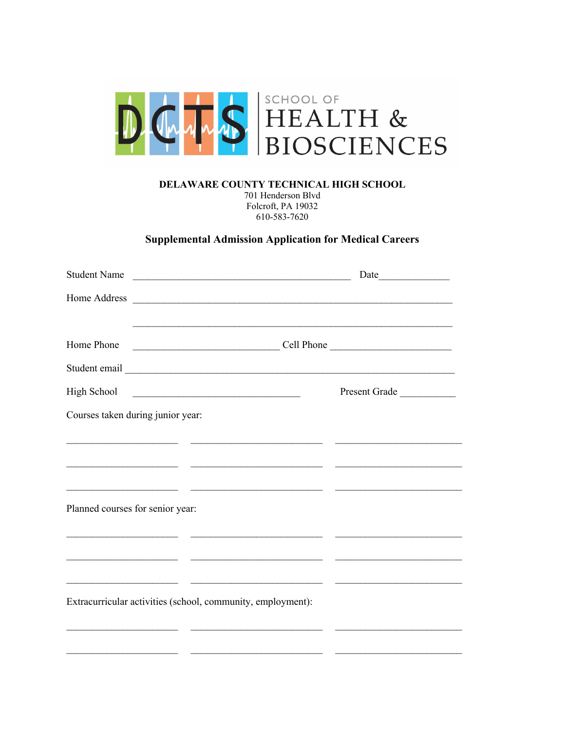DCTS SCHOOL OF HEALTH & BIOSCIENCES

**DELAWARE COUNTY TECHNICAL HIGH SCHOOL**
701 Henderson Blvd
Folcroft, PA 19032
610-583-7620

## Supplemental Admission Application for Medical Careers

Student Name ____________________________________________ Date______________

Home Address ______________________________________________________________

______________________________________________________________

Home Phone _____________________________ Cell Phone _______________________

Student email ________________________________________________________________

High School _________________________________ Present Grade ___________

Courses taken during junior year:

______________________ __________________________ _________________________

______________________ __________________________ _________________________

______________________ __________________________ _________________________

Planned courses for senior year:

______________________ __________________________ _________________________

______________________ __________________________ _________________________

______________________ __________________________ _________________________

Extracurricular activities (school, community, employment):

______________________ __________________________ _________________________

______________________ __________________________ _________________________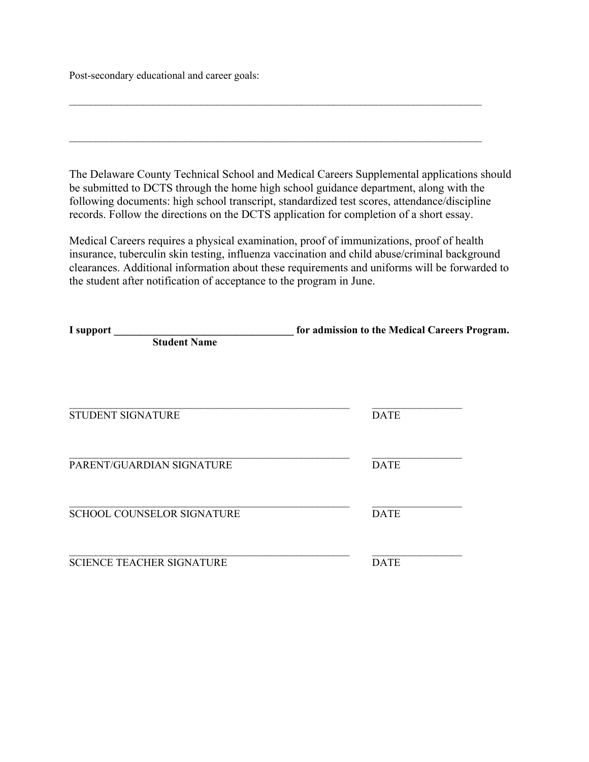Post-secondary educational and career goals:

_______________________________________________________________________________

_______________________________________________________________________________

The Delaware County Technical School and Medical Careers Supplemental applications should be submitted to DCTS through the home high school guidance department, along with the following documents: high school transcript, standardized test scores, attendance/discipline records. Follow the directions on the DCTS application for completion of a short essay.

Medical Careers requires a physical examination, proof of immunizations, proof of health insurance, tuberculin skin testing, influenza vaccination and child abuse/criminal background clearances. Additional information about these requirements and uniforms will be forwarded to the student after notification of acceptance to the program in June.

**I support __________________________________ for admission to the Medical Careers Program.**
**Student Name**

_____________________________________________________ _________________
STUDENT SIGNATURE DATE

_____________________________________________________ _________________
PARENT/GUARDIAN SIGNATURE DATE

_____________________________________________________ _________________
SCHOOL COUNSELOR SIGNATURE DATE

_____________________________________________________ _________________
SCIENCE TEACHER SIGNATURE DATE